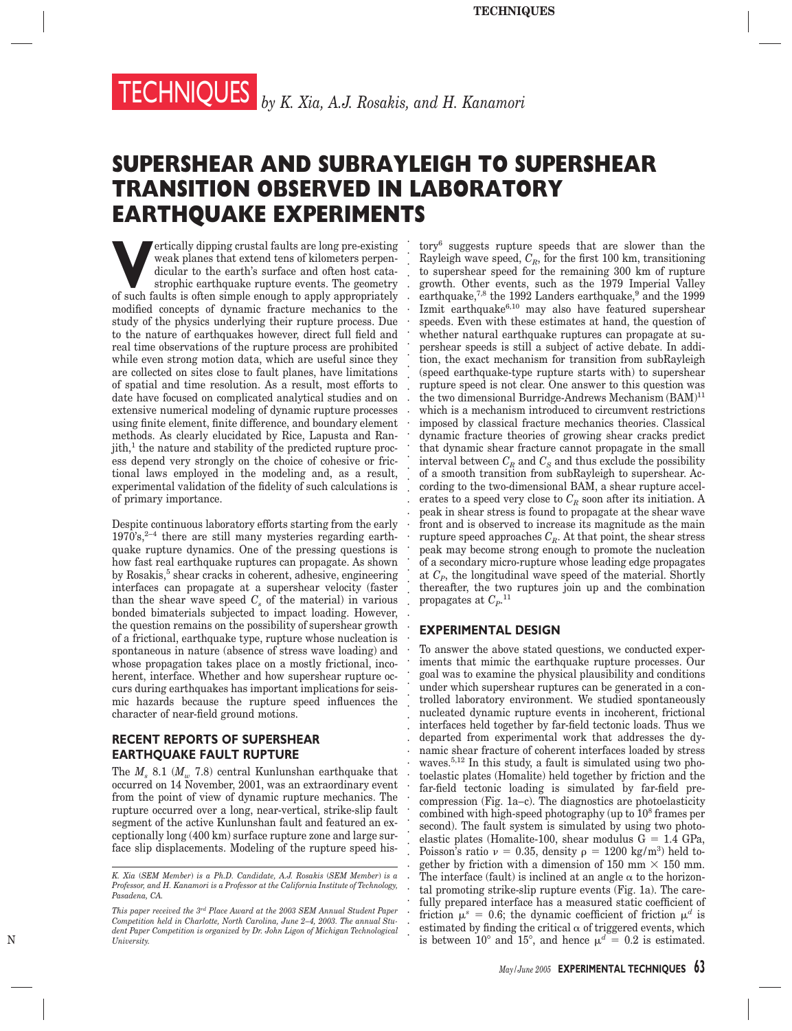TECHNIQUES *by K. Xia, A.J. Rosakis, and H. Kanamori*

# SUPERSHEAR AND SUBRAYLEIGH TO SUPERSHEAR TRANSITION OBSERVED IN LABORATORY EARTHQUAKE EXPERIMENTS

Vertically dipping crustal faults are long pre-existing weak planes that extend tens of kilometers perpendicular to the earth's surface and often host catastrophic earthquake rupture events. The geometry of such faults is often simple enough to apply appropriately modified concepts of dynamic fracture mechanics to the study of the physics underlying their rupture process. Due to the nature of earthquakes however, direct full field and real time observations of the rupture process are prohibited while even strong motion data, which are useful since they are collected on sites close to fault planes, have limitations of spatial and time resolution. As a result, most efforts to date have focused on complicated analytical studies and on extensive numerical modeling of dynamic rupture processes using finite element, finite difference, and boundary element methods. As clearly elucidated by Rice, Lapusta and Ranjith,[1] the nature and stability of the predicted rupture process depend very strongly on the choice of cohesive or frictional laws employed in the modeling and, as a result, experimental validation of the fidelity of such calculations is of primary importance.

Despite continuous laboratory efforts starting from the early 1970's,[2–4] there are still many mysteries regarding earthquake rupture dynamics. One of the pressing questions is how fast real earthquake ruptures can propagate. As shown by Rosakis,[5] shear cracks in coherent, adhesive, engineering interfaces can propagate at a supershear velocity (faster than the shear wave speed $C_s$ of the material) in various bonded bimaterials subjected to impact loading. However, the question remains on the possibility of supershear growth of a frictional, earthquake type, rupture whose nucleation is spontaneous in nature (absence of stress wave loading) and whose propagation takes place on a mostly frictional, incoherent, interface. Whether and how supershear rupture occurs during earthquakes has important implications for seismic hazards because the rupture speed influences the character of near-field ground motions.

### RECENT REPORTS OF SUPERSHEAR EARTHQUAKE FAULT RUPTURE

The $M_s$ 8.1 ($M_w$ 7.8) central Kunlunshan earthquake that occurred on 14 November, 2001, was an extraordinary event from the point of view of dynamic rupture mechanics. The rupture occurred over a long, near-vertical, strike-slip fault segment of the active Kunlunshan fault and featured an exceptionally long (400 km) surface rupture zone and large surface slip displacements. Modeling of the rupture speed history[6] suggests rupture speeds that are slower than the Rayleigh wave speed, $C_R$, for the first 100 km, transitioning to supershear speed for the remaining 300 km of rupture growth. Other events, such as the 1979 Imperial Valley earthquake,[7,8] the 1992 Landers earthquake,[9] and the 1999 Izmit earthquake[6,10] may also have featured supershear speeds. Even with these estimates at hand, the question of whether natural earthquake ruptures can propagate at supershear speeds is still a subject of active debate. In addition, the exact mechanism for transition from subRayleigh (speed earthquake-type rupture starts with) to supershear rupture speed is not clear. One answer to this question was the two dimensional Burridge-Andrews Mechanism (BAM)[11] which is a mechanism introduced to circumvent restrictions imposed by classical fracture mechanics theories. Classical dynamic fracture theories of growing shear cracks predict that dynamic shear fracture cannot propagate in the small interval between $C_R$ and $C_S$ and thus exclude the possibility of a smooth transition from subRayleigh to supershear. According to the two-dimensional BAM, a shear rupture accelerates to a speed very close to $C_R$ soon after its initiation. A peak in shear stress is found to propagate at the shear wave front and is observed to increase its magnitude as the main rupture speed approaches $C_R$. At that point, the shear stress peak may become strong enough to promote the nucleation of a secondary micro-rupture whose leading edge propagates at $C_P$, the longitudinal wave speed of the material. Shortly thereafter, the two ruptures join up and the combination propagates at $C_P$.[11]

### EXPERIMENTAL DESIGN

To answer the above stated questions, we conducted experiments that mimic the earthquake rupture processes. Our goal was to examine the physical plausibility and conditions under which supershear ruptures can be generated in a controlled laboratory environment. We studied spontaneously nucleated dynamic rupture events in incoherent, frictional interfaces held together by far-field tectonic loads. Thus we departed from experimental work that addresses the dynamic shear fracture of coherent interfaces loaded by stress waves.[5,12] In this study, a fault is simulated using two photoelastic plates (Homalite) held together by friction and the far-field tectonic loading is simulated by far-field precompression (Fig. 1a–c). The diagnostics are photoelasticity combined with high-speed photography (up to $10^8$ frames per second). The fault system is simulated by using two photoelastic plates (Homalite-100, shear modulus G = 1.4 GPa, Poisson's ratio $\nu$ = 0.35, density $\rho$ = 1200 kg/m$^3$) held together by friction with a dimension of 150 mm × 150 mm. The interface (fault) is inclined at an angle $\alpha$ to the horizontal promoting strike-slip rupture events (Fig. 1a). The carefully prepared interface has a measured static coefficient of friction $\mu^s$ = 0.6; the dynamic coefficient of friction $\mu^d$ is estimated by finding the critical $\alpha$ of triggered events, which is between 10° and 15°, and hence $\mu^d$ = 0.2 is estimated.

---

*K. Xia (SEM Member) is a Ph.D. Candidate, A.J. Rosakis (SEM Member) is a Professor, and H. Kanamori is a Professor at the California Institute of Technology, Pasadena, CA.*

*This paper received the 3rd Place Award at the 2003 SEM Annual Student Paper Competition held in Charlotte, North Carolina, June 2–4, 2003. The annual Student Paper Competition is organized by Dr. John Ligon of Michigan Technological University.*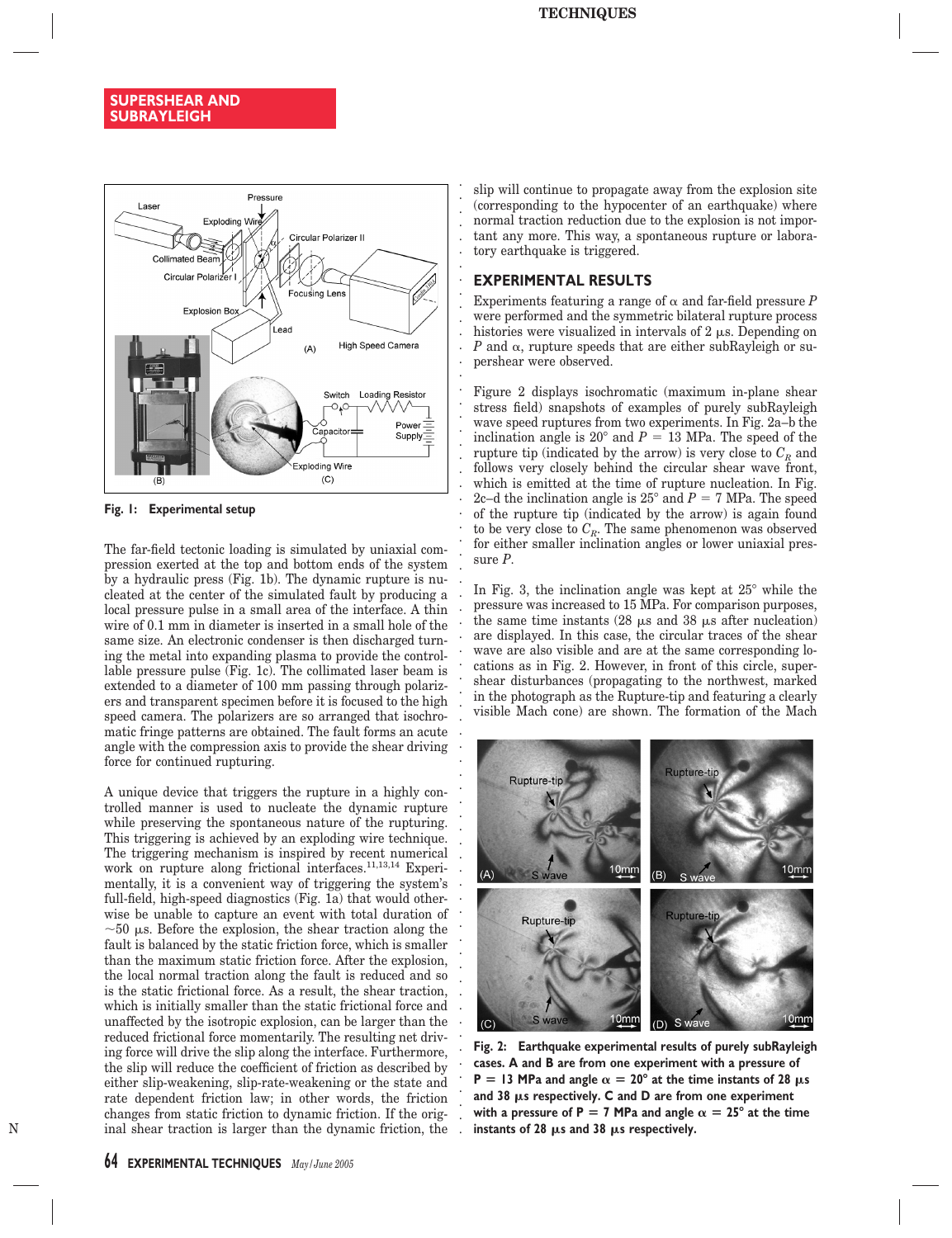## SUPERSHEAR AND SUBRAYLEIGH

Pressure

Laser

Exploding Wire

Circular Polarizer II

Collimated Beam

Circular Polarizer I

Focusing Lens

Explosion Box

Lead

(A)

High Speed Camera

Switch

Loading Resistor

Capacitor

Power Supply

Exploding Wire

(B)

(C)

**Fig. 1: Experimental setup**

The far-field tectonic loading is simulated by uniaxial compression exerted at the top and bottom ends of the system by a hydraulic press (Fig. 1b). The dynamic rupture is nucleated at the center of the simulated fault by producing a local pressure pulse in a small area of the interface. A thin wire of 0.1 mm in diameter is inserted in a small hole of the same size. An electronic condenser is then discharged turning the metal into expanding plasma to provide the controllable pressure pulse (Fig. 1c). The collimated laser beam is extended to a diameter of 100 mm passing through polarizers and transparent specimen before it is focused to the high speed camera. The polarizers are so arranged that isochromatic fringe patterns are obtained. The fault forms an acute angle with the compression axis to provide the shear driving force for continued rupturing.

A unique device that triggers the rupture in a highly controlled manner is used to nucleate the dynamic rupture while preserving the spontaneous nature of the rupturing. This triggering is achieved by an exploding wire technique. The triggering mechanism is inspired by recent numerical work on rupture along frictional interfaces.[11,13,14] Experimentally, it is a convenient way of triggering the system's full-field, high-speed diagnostics (Fig. 1a) that would otherwise be unable to capture an event with total duration of ~50 μs. Before the explosion, the shear traction along the fault is balanced by the static friction force, which is smaller than the maximum static friction force. After the explosion, the local normal traction along the fault is reduced and so is the static frictional force. As a result, the shear traction, which is initially smaller than the static frictional force and unaffected by the isotropic explosion, can be larger than the reduced frictional force momentarily. The resulting net driving force will drive the slip along the interface. Furthermore, the slip will reduce the coefficient of friction as described by either slip-weakening, slip-rate-weakening or the state and rate dependent friction law; in other words, the friction changes from static friction to dynamic friction. If the original shear traction is larger than the dynamic friction, the slip will continue to propagate away from the explosion site (corresponding to the hypocenter of an earthquake) where normal traction reduction due to the explosion is not important any more. This way, a spontaneous rupture or laboratory earthquake is triggered.

## EXPERIMENTAL RESULTS

Experiments featuring a range of $\alpha$ and far-field pressure $P$ were performed and the symmetric bilateral rupture process histories were visualized in intervals of 2 μs. Depending on $P$ and $\alpha$, rupture speeds that are either subRayleigh or supershear were observed.

Figure 2 displays isochromatic (maximum in-plane shear stress field) snapshots of examples of purely subRayleigh wave speed ruptures from two experiments. In Fig. 2a–b the inclination angle is 20° and $P$ = 13 MPa. The speed of the rupture tip (indicated by the arrow) is very close to $C_R$ and follows very closely behind the circular shear wave front, which is emitted at the time of rupture nucleation. In Fig. 2c–d the inclination angle is 25° and $P$ = 7 MPa. The speed of the rupture tip (indicated by the arrow) is again found to be very close to $C_R$. The same phenomenon was observed for either smaller inclination angles or lower uniaxial pressure $P$.

In Fig. 3, the inclination angle was kept at 25° while the pressure was increased to 15 MPa. For comparison purposes, the same time instants (28 μs and 38 μs after nucleation) are displayed. In this case, the circular traces of the shear wave are also visible and are at the same corresponding locations as in Fig. 2. However, in front of this circle, supershear disturbances (propagating to the northwest, marked in the photograph as the Rupture-tip and featuring a clearly visible Mach cone) are shown. The formation of the Mach

Rupture-tip
S wave
10mm
(A)

Rupture-tip
S wave
10mm
(B)

Rupture-tip
S wave
10mm
(C)

Rupture-tip
S wave
10mm
(D)

**Fig. 2: Earthquake experimental results of purely subRayleigh cases. A and B are from one experiment with a pressure of P = 13 MPa and angle $\alpha$ = 20° at the time instants of 28 μs and 38 μs respectively. C and D are from one experiment with a pressure of P = 7 MPa and angle $\alpha$ = 25° at the time instants of 28 μs and 38 μs respectively.**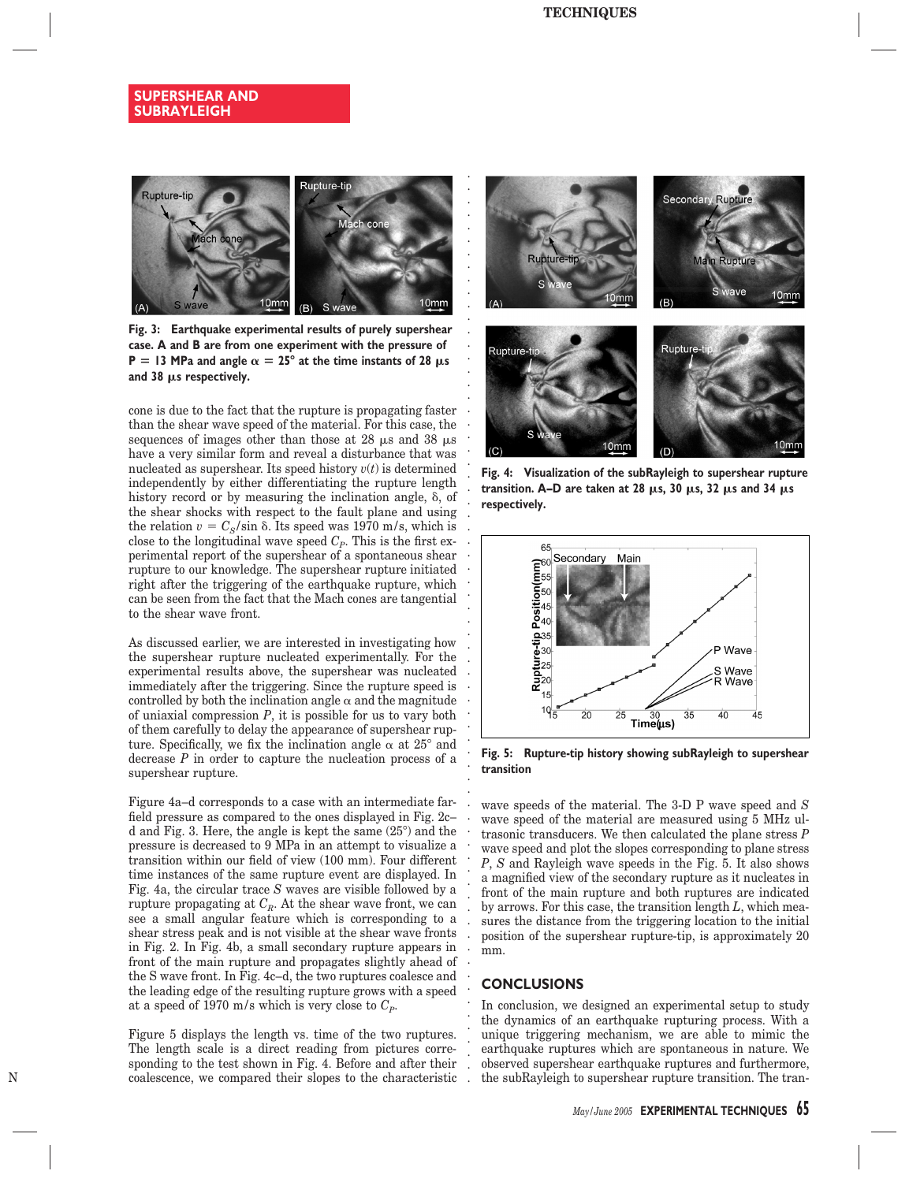## SUPERSHEAR AND SUBRAYLEIGH

**Fig. 3: Earthquake experimental results of purely supershear case. A and B are from one experiment with the pressure of P = 13 MPa and angle α = 25° at the time instants of 28 μs and 38 μs respectively.**

cone is due to the fact that the rupture is propagating faster than the shear wave speed of the material. For this case, the sequences of images other than those at 28 μs and 38 μs have a very similar form and reveal a disturbance that was nucleated as supershear. Its speed history $v(t)$ is determined independently by either differentiating the rupture length history record or by measuring the inclination angle, δ, of the shear shocks with respect to the fault plane and using the relation $v = C_S/\sin\delta$. Its speed was 1970 m/s, which is close to the longitudinal wave speed $C_P$. This is the first experimental report of the supershear of a spontaneous shear rupture to our knowledge. The supershear rupture initiated right after the triggering of the earthquake rupture, which can be seen from the fact that the Mach cones are tangential to the shear wave front.

As discussed earlier, we are interested in investigating how the supershear rupture nucleated experimentally. For the experimental results above, the supershear was nucleated immediately after the triggering. Since the rupture speed is controlled by both the inclination angle α and the magnitude of uniaxial compression $P$, it is possible for us to vary both of them carefully to delay the appearance of supershear rupture. Specifically, we fix the inclination angle α at 25° and decrease $P$ in order to capture the nucleation process of a supershear rupture.

Figure 4a–d corresponds to a case with an intermediate far-field pressure as compared to the ones displayed in Fig. 2c–d and Fig. 3. Here, the angle is kept the same (25°) and the pressure is decreased to 9 MPa in an attempt to visualize a transition within our field of view (100 mm). Four different time instances of the same rupture event are displayed. In Fig. 4a, the circular trace $S$ waves are visible followed by a rupture propagating at $C_R$. At the shear wave front, we can see a small angular feature which is corresponding to a shear stress peak and is not visible at the shear wave fronts in Fig. 2. In Fig. 4b, a small secondary rupture appears in front of the main rupture and propagates slightly ahead of the S wave front. In Fig. 4c–d, the two ruptures coalesce and the leading edge of the resulting rupture grows with a speed at a speed of 1970 m/s which is very close to $C_P$.

Figure 5 displays the length vs. time of the two ruptures. The length scale is a direct reading from pictures corresponding to the test shown in Fig. 4. Before and after their coalescence, we compared their slopes to the characteristic

**Fig. 4: Visualization of the subRayleigh to supershear rupture transition. A–D are taken at 28 μs, 30 μs, 32 μs and 34 μs respectively.**

**Fig. 5: Rupture-tip history showing subRayleigh to supershear transition**

wave speeds of the material. The 3-D P wave speed and $S$ wave speed of the material are measured using 5 MHz ultrasonic transducers. We then calculated the plane stress $P$ wave speed and plot the slopes corresponding to plane stress $P$, $S$ and Rayleigh wave speeds in the Fig. 5. It also shows a magnified view of the secondary rupture as it nucleates in front of the main rupture and both ruptures are indicated by arrows. For this case, the transition length $L$, which measures the distance from the triggering location to the initial position of the supershear rupture-tip, is approximately 20 mm.

## CONCLUSIONS

In conclusion, we designed an experimental setup to study the dynamics of an earthquake rupturing process. With a unique triggering mechanism, we are able to mimic the earthquake ruptures which are spontaneous in nature. We observed supershear earthquake ruptures and furthermore, the subRayleigh to supershear rupture transition. The tran-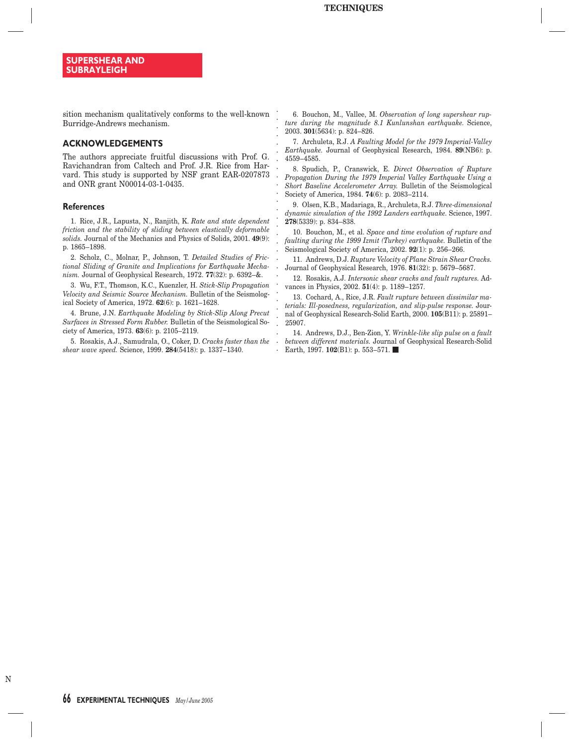sition mechanism qualitatively conforms to the well-known Burridge-Andrews mechanism.

## ACKNOWLEDGEMENTS

The authors appreciate fruitful discussions with Prof. G. Ravichandran from Caltech and Prof. J.R. Rice from Harvard. This study is supported by NSF grant EAR-0207873 and ONR grant N00014-03-1-0435.

## References

1. Rice, J.R., Lapusta, N., Ranjith, K. *Rate and state dependent friction and the stability of sliding between elastically deformable solids.* Journal of the Mechanics and Physics of Solids, 2001. **49**(9): p. 1865–1898.

2. Scholz, C., Molnar, P., Johnson, T. *Detailed Studies of Frictional Sliding of Granite and Implications for Earthquake Mechanism.* Journal of Geophysical Research, 1972. **77**(32): p. 6392–&.

3. Wu, F.T., Thomson, K.C., Kuenzler, H. *Stick-Slip Propagation Velocity and Seismic Source Mechanism.* Bulletin of the Seismological Society of America, 1972. **62**(6): p. 1621–1628.

4. Brune, J.N. *Earthquake Modeling by Stick-Slip Along Precut Surfaces in Stressed Form Rubber.* Bulletin of the Seismological Society of America, 1973. **63**(6): p. 2105–2119.

5. Rosakis, A.J., Samudrala, O., Coker, D. *Cracks faster than the shear wave speed.* Science, 1999. **284**(5418): p. 1337–1340.

6. Bouchon, M., Vallee, M. *Observation of long supershear rupture during the magnitude 8.1 Kunlunshan earthquake.* Science, 2003. **301**(5634): p. 824–826.

7. Archuleta, R.J. *A Faulting Model for the 1979 Imperial-Valley Earthquake.* Journal of Geophysical Research, 1984. **89**(NB6): p. 4559–4585.

8. Spudich, P., Cranswick, E. *Direct Observation of Rupture Propagation During the 1979 Imperial Valley Earthquake Using a Short Baseline Accelerometer Array.* Bulletin of the Seismological Society of America, 1984. **74**(6): p. 2083–2114.

9. Olsen, K.B., Madariaga, R., Archuleta, R.J. *Three-dimensional dynamic simulation of the 1992 Landers earthquake.* Science, 1997. **278**(5339): p. 834–838.

10. Bouchon, M., et al. *Space and time evolution of rupture and faulting during the 1999 Izmit (Turkey) earthquake.* Bulletin of the Seismological Society of America, 2002. **92**(1): p. 256–266.

11. Andrews, D.J. *Rupture Velocity of Plane Strain Shear Cracks.* Journal of Geophysical Research, 1976. **81**(32): p. 5679–5687.

12. Rosakis, A.J. *Intersonic shear cracks and fault ruptures.* Advances in Physics, 2002. **51**(4): p. 1189–1257.

13. Cochard, A., Rice, J.R. *Fault rupture between dissimilar materials: Ill-posedness, regularization, and slip-pulse response.* Journal of Geophysical Research-Solid Earth, 2000. **105**(B11): p. 25891–25907.

14. Andrews, D.J., Ben-Zion, Y. *Wrinkle-like slip pulse on a fault between different materials.* Journal of Geophysical Research-Solid Earth, 1997. **102**(B1): p. 553–571. ■